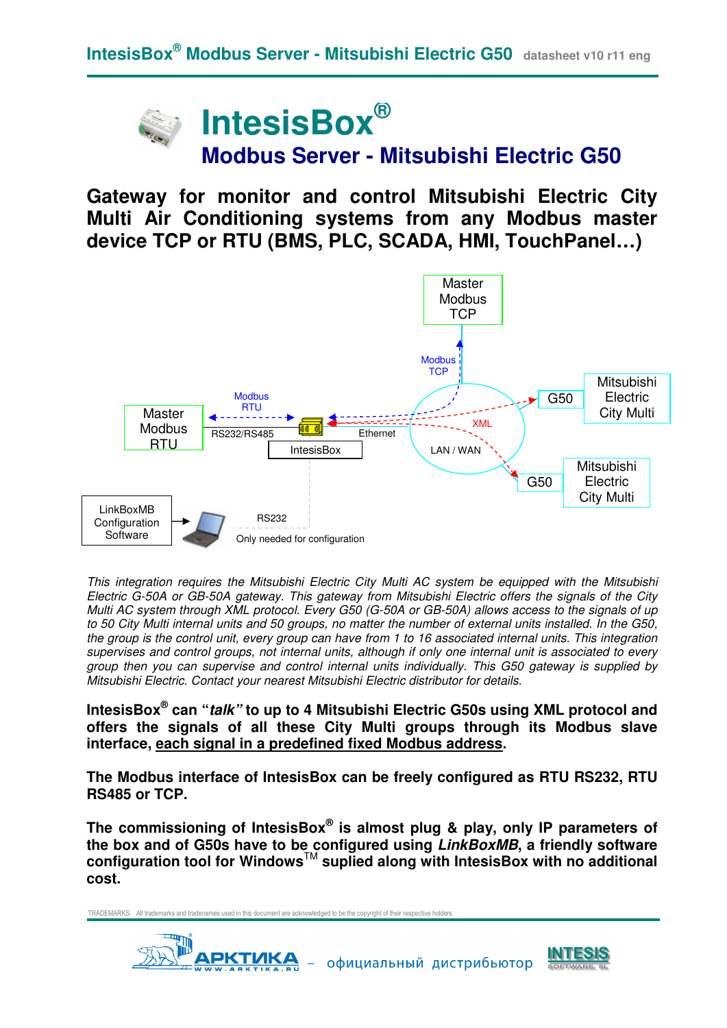# IntesisBox®

## Modbus Server - Mitsubishi Electric G50

**Gateway for monitor and control Mitsubishi Electric City Multi Air Conditioning systems from any Modbus master device TCP or RTU (BMS, PLC, SCADA, HMI, TouchPanel…)**

Master Modbus TCP

Modbus TCP

Mitsubishi Electric City Multi

G50

Modbus RTU

Master Modbus RTU

RS232/RS485

IntesisBox

Ethernet

XML

LAN / WAN

G50

Mitsubishi Electric City Multi

LinkBoxMB Configuration Software

RS232

Only needed for configuration

*This integration requires the Mitsubishi Electric City Multi AC system be equipped with the Mitsubishi Electric G-50A or GB-50A gateway. This gateway from Mitsubishi Electric offers the signals of the City Multi AC system through XML protocol. Every G50 (G-50A or GB-50A) allows access to the signals of up to 50 City Multi internal units and 50 groups, no matter the number of external units installed. In the G50, the group is the control unit, every group can have from 1 to 16 associated internal units. This integration supervises and control groups, not internal units, although if only one internal unit is associated to every group then you can supervise and control internal units individually. This G50 gateway is supplied by Mitsubishi Electric. Contact your nearest Mitsubishi Electric distributor for details.*

**IntesisBox® can "*talk*" to up to 4 Mitsubishi Electric G50s using XML protocol and offers the signals of all these City Multi groups through its Modbus slave interface, each signal in a predefined fixed Modbus address.**

**The Modbus interface of IntesisBox can be freely configured as RTU RS232, RTU RS485 or TCP.**

**The commissioning of IntesisBox® is almost plug & play, only IP parameters of the box and of G50s have to be configured using *LinkBoxMB*, a friendly software configuration tool for Windows™ suplied along with IntesisBox with no additional cost.**

TRADEMARKS: All trademarks and tradenames used in this document are acknowledged to be the copyright of their respective holders.

АРКТИКА – официальный дистрибьютор INTESIS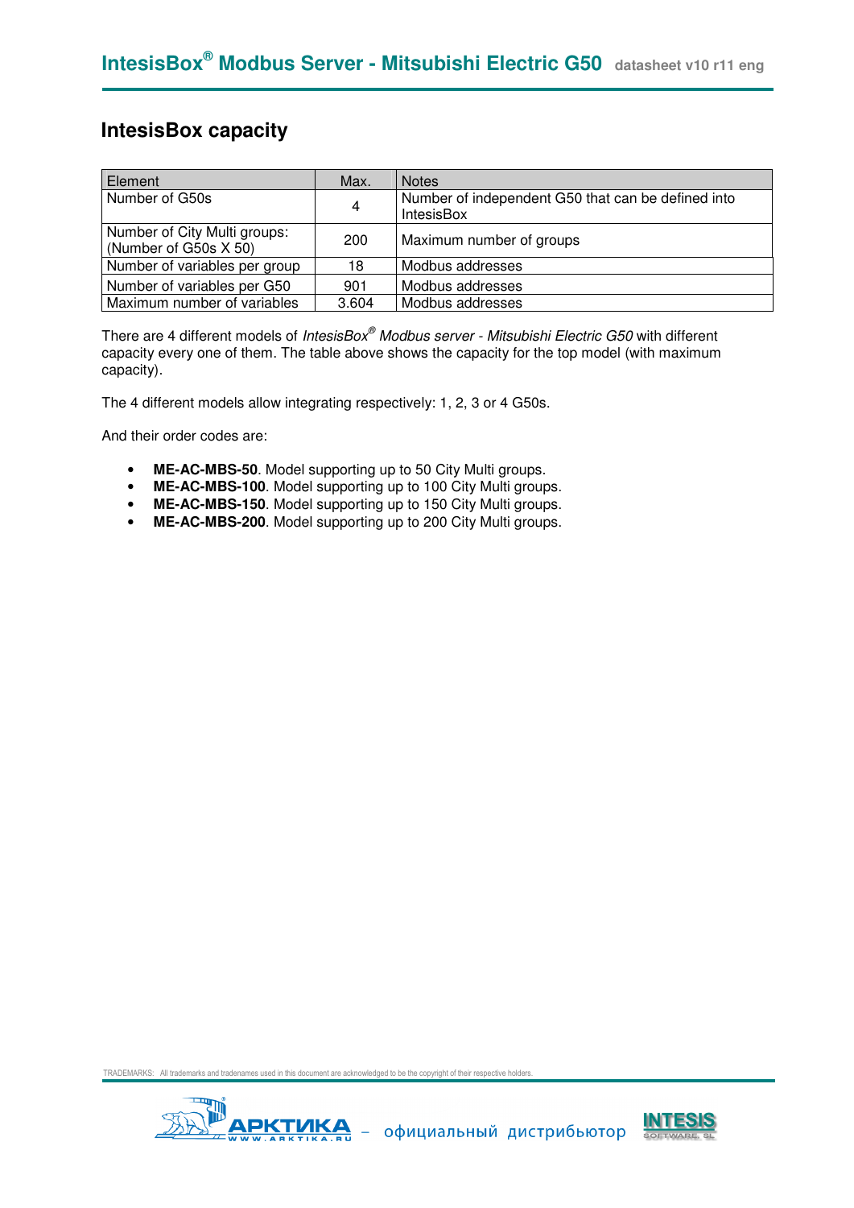## IntesisBox capacity

| Element | Max. | Notes |
|---|---|---|
| Number of G50s | 4 | Number of independent G50 that can be defined into IntesisBox |
| Number of City Multi groups: (Number of G50s X 50) | 200 | Maximum number of groups |
| Number of variables per group | 18 | Modbus addresses |
| Number of variables per G50 | 901 | Modbus addresses |
| Maximum number of variables | 3.604 | Modbus addresses |

There are 4 different models of *IntesisBox® Modbus server - Mitsubishi Electric G50* with different capacity every one of them. The table above shows the capacity for the top model (with maximum capacity).

The 4 different models allow integrating respectively: 1, 2, 3 or 4 G50s.

And their order codes are:

- **ME-AC-MBS-50**. Model supporting up to 50 City Multi groups.
- **ME-AC-MBS-100**. Model supporting up to 100 City Multi groups.
- **ME-AC-MBS-150**. Model supporting up to 150 City Multi groups.
- **ME-AC-MBS-200**. Model supporting up to 200 City Multi groups.

TRADEMARKS: All trademarks and tradenames used in this document are acknowledged to be the copyright of their respective holders.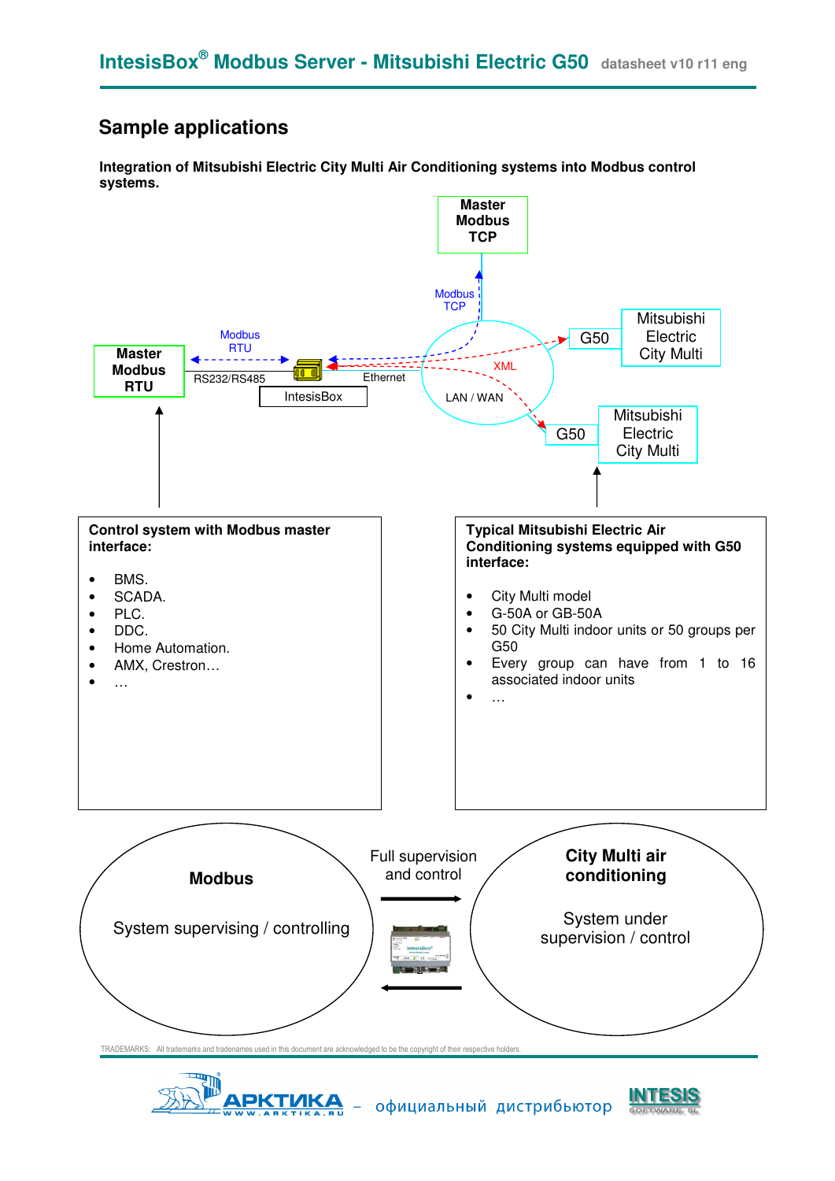## Sample applications

**Integration of Mitsubishi Electric City Multi Air Conditioning systems into Modbus control systems.**

**Control system with Modbus master interface:**

- BMS.
- SCADA.
- PLC.
- DDC.
- Home Automation.
- AMX, Crestron…
- …

**Typical Mitsubishi Electric Air Conditioning systems equipped with G50 interface:**

- City Multi model
- G-50A or GB-50A
- 50 City Multi indoor units or 50 groups per G50
- Every group can have from 1 to 16 associated indoor units
- …

TRADEMARKS: All trademarks and tradenames used in this document are acknowledged to be the copyright of their respective holders.

АРКТИКА – официальный дистрибьютор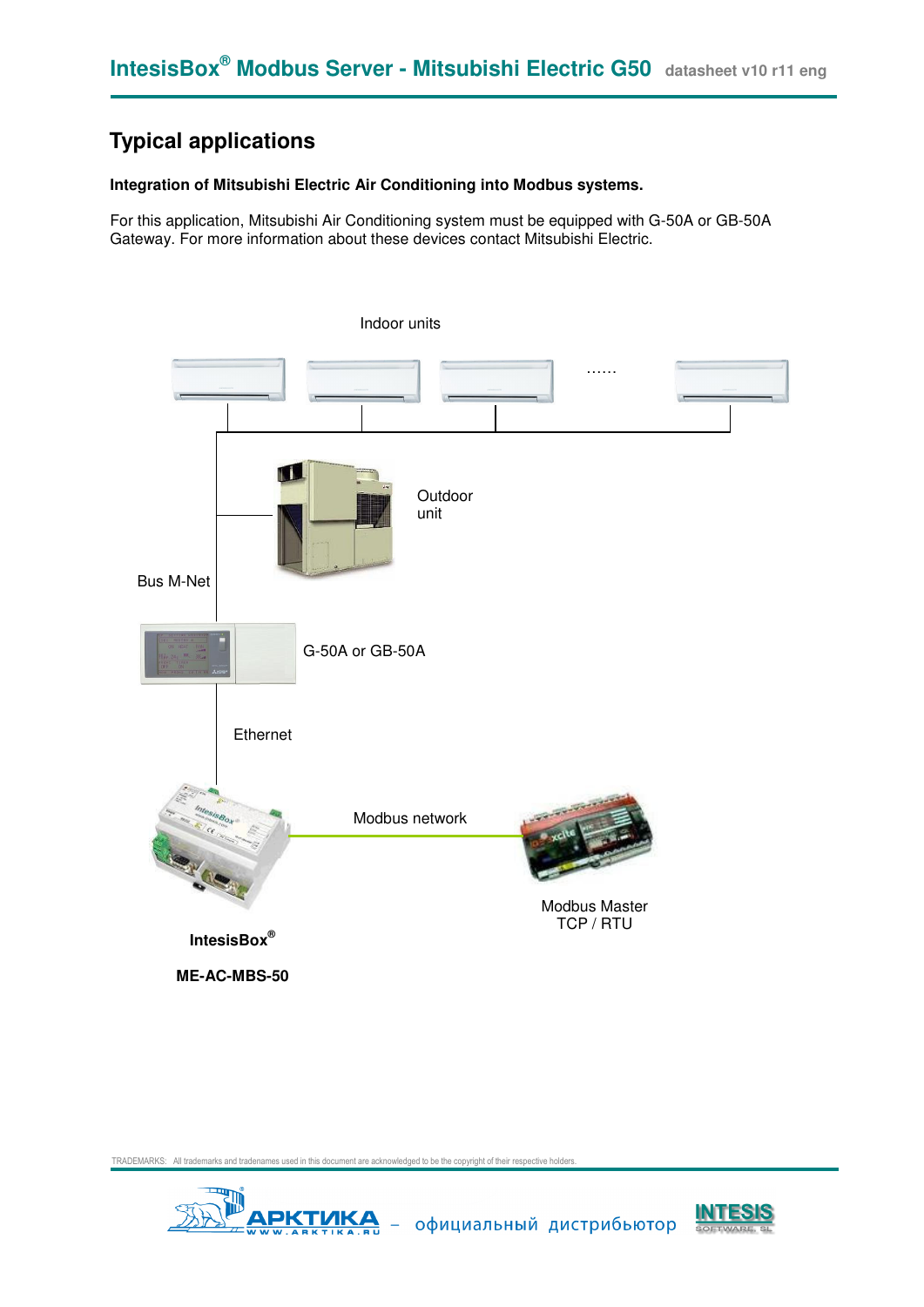## Typical applications

**Integration of Mitsubishi Electric Air Conditioning into Modbus systems.**

For this application, Mitsubishi Air Conditioning system must be equipped with G-50A or GB-50A Gateway. For more information about these devices contact Mitsubishi Electric.

Indoor units

……

Outdoor unit

Bus M-Net

G-50A or GB-50A

Ethernet

Modbus network

Modbus Master TCP / RTU

**IntesisBox®**

**ME-AC-MBS-50**

TRADEMARKS: All trademarks and tradenames used in this document are acknowledged to be the copyright of their respective holders.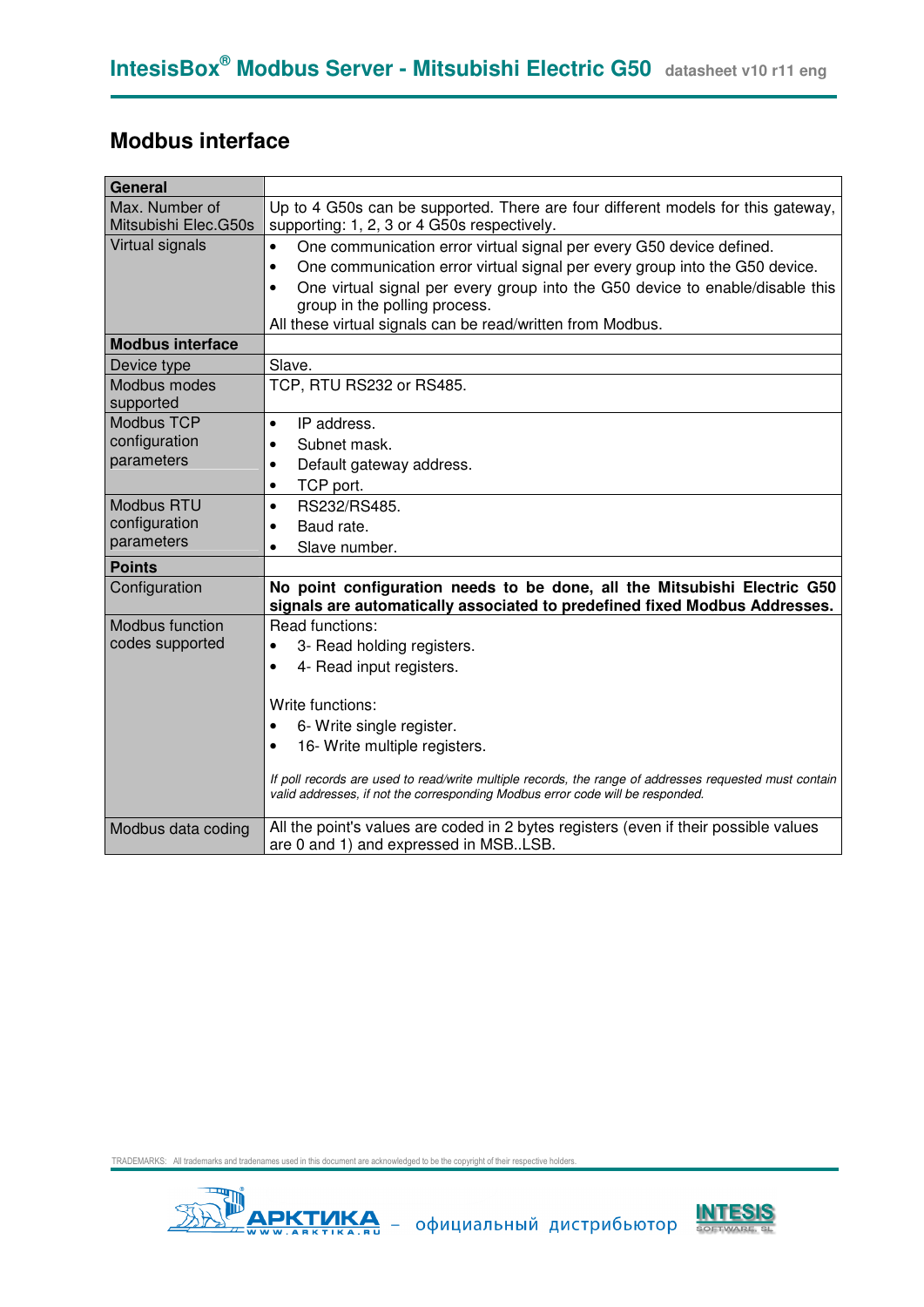## Modbus interface

| General | |
|---|---|
| Max. Number of Mitsubishi Elec.G50s | Up to 4 G50s can be supported. There are four different models for this gateway, supporting: 1, 2, 3 or 4 G50s respectively. |
| Virtual signals | • One communication error virtual signal per every G50 device defined.<br>• One communication error virtual signal per every group into the G50 device.<br>• One virtual signal per every group into the G50 device to enable/disable this group in the polling process.<br>All these virtual signals can be read/written from Modbus. |
| **Modbus interface** | |
| Device type | Slave. |
| Modbus modes supported | TCP, RTU RS232 or RS485. |
| Modbus TCP configuration parameters | • IP address.<br>• Subnet mask.<br>• Default gateway address.<br>• TCP port. |
| Modbus RTU configuration parameters | • RS232/RS485.<br>• Baud rate.<br>• Slave number. |
| **Points** | |
| Configuration | **No point configuration needs to be done, all the Mitsubishi Electric G50 signals are automatically associated to predefined fixed Modbus Addresses.** |
| Modbus function codes supported | Read functions:<br>• 3- Read holding registers.<br>• 4- Read input registers.<br><br>Write functions:<br>• 6- Write single register.<br>• 16- Write multiple registers.<br><br>*If poll records are used to read/write multiple records, the range of addresses requested must contain valid addresses, if not the corresponding Modbus error code will be responded.* |
| Modbus data coding | All the point's values are coded in 2 bytes registers (even if their possible values are 0 and 1) and expressed in MSB..LSB. |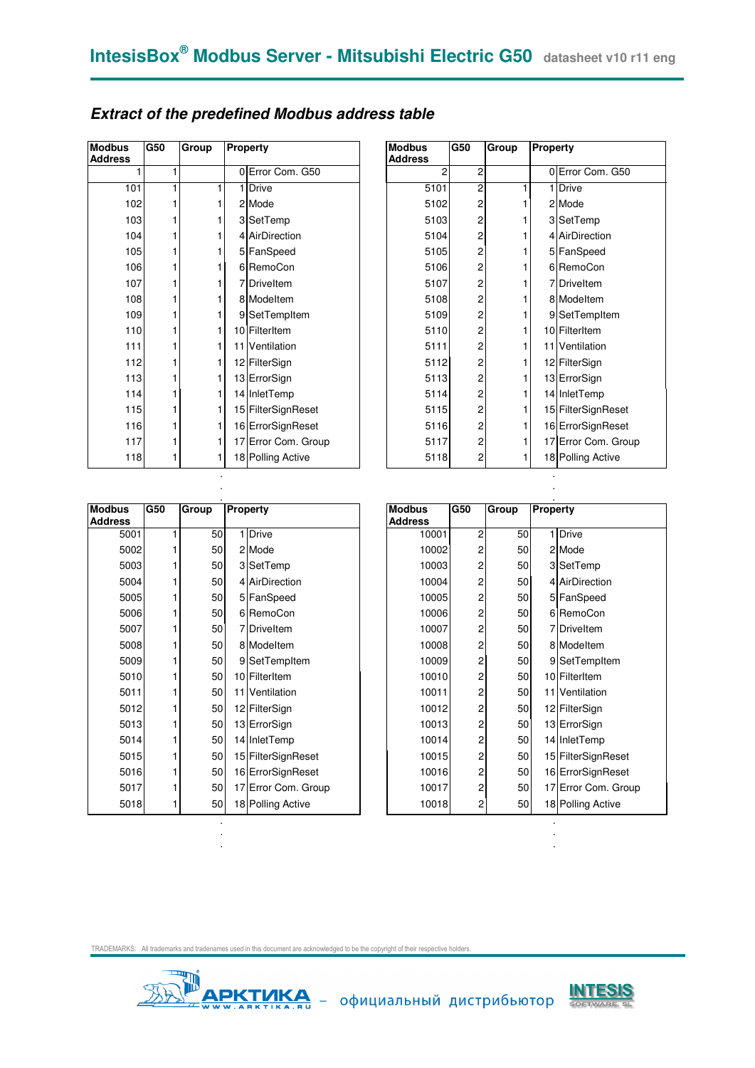### *Extract of the predefined Modbus address table*

| Modbus Address | G50 | Group | Property | |
|---|---|---|---|---|
| 1 | 1 | | 0 | Error Com. G50 |
| 101 | 1 | 1 | 1 | Drive |
| 102 | 1 | 1 | 2 | Mode |
| 103 | 1 | 1 | 3 | SetTemp |
| 104 | 1 | 1 | 4 | AirDirection |
| 105 | 1 | 1 | 5 | FanSpeed |
| 106 | 1 | 1 | 6 | RemoCon |
| 107 | 1 | 1 | 7 | DriveItem |
| 108 | 1 | 1 | 8 | ModeItem |
| 109 | 1 | 1 | 9 | SetTempItem |
| 110 | 1 | 1 | 10 | FilterItem |
| 111 | 1 | 1 | 11 | Ventilation |
| 112 | 1 | 1 | 12 | FilterSign |
| 113 | 1 | 1 | 13 | ErrorSign |
| 114 | 1 | 1 | 14 | InletTemp |
| 115 | 1 | 1 | 15 | FilterSignReset |
| 116 | 1 | 1 | 16 | ErrorSignReset |
| 117 | 1 | 1 | 17 | Error Com. Group |
| 118 | 1 | 1 | 18 | Polling Active |

.
.
.

| Modbus Address | G50 | Group | Property | |
|---|---|---|---|---|
| 5001 | 1 | 50 | 1 | Drive |
| 5002 | 1 | 50 | 2 | Mode |
| 5003 | 1 | 50 | 3 | SetTemp |
| 5004 | 1 | 50 | 4 | AirDirection |
| 5005 | 1 | 50 | 5 | FanSpeed |
| 5006 | 1 | 50 | 6 | RemoCon |
| 5007 | 1 | 50 | 7 | DriveItem |
| 5008 | 1 | 50 | 8 | ModeItem |
| 5009 | 1 | 50 | 9 | SetTempItem |
| 5010 | 1 | 50 | 10 | FilterItem |
| 5011 | 1 | 50 | 11 | Ventilation |
| 5012 | 1 | 50 | 12 | FilterSign |
| 5013 | 1 | 50 | 13 | ErrorSign |
| 5014 | 1 | 50 | 14 | InletTemp |
| 5015 | 1 | 50 | 15 | FilterSignReset |
| 5016 | 1 | 50 | 16 | ErrorSignReset |
| 5017 | 1 | 50 | 17 | Error Com. Group |
| 5018 | 1 | 50 | 18 | Polling Active |

.
.
.

| Modbus Address | G50 | Group | Property | |
|---|---|---|---|---|
| 2 | 2 | | 0 | Error Com. G50 |
| 5101 | 2 | 1 | 1 | Drive |
| 5102 | 2 | 1 | 2 | Mode |
| 5103 | 2 | 1 | 3 | SetTemp |
| 5104 | 2 | 1 | 4 | AirDirection |
| 5105 | 2 | 1 | 5 | FanSpeed |
| 5106 | 2 | 1 | 6 | RemoCon |
| 5107 | 2 | 1 | 7 | DriveItem |
| 5108 | 2 | 1 | 8 | ModeItem |
| 5109 | 2 | 1 | 9 | SetTempItem |
| 5110 | 2 | 1 | 10 | FilterItem |
| 5111 | 2 | 1 | 11 | Ventilation |
| 5112 | 2 | 1 | 12 | FilterSign |
| 5113 | 2 | 1 | 13 | ErrorSign |
| 5114 | 2 | 1 | 14 | InletTemp |
| 5115 | 2 | 1 | 15 | FilterSignReset |
| 5116 | 2 | 1 | 16 | ErrorSignReset |
| 5117 | 2 | 1 | 17 | Error Com. Group |
| 5118 | 2 | 1 | 18 | Polling Active |

.
.
.

| Modbus Address | G50 | Group | Property | |
|---|---|---|---|---|
| 10001 | 2 | 50 | 1 | Drive |
| 10002 | 2 | 50 | 2 | Mode |
| 10003 | 2 | 50 | 3 | SetTemp |
| 10004 | 2 | 50 | 4 | AirDirection |
| 10005 | 2 | 50 | 5 | FanSpeed |
| 10006 | 2 | 50 | 6 | RemoCon |
| 10007 | 2 | 50 | 7 | DriveItem |
| 10008 | 2 | 50 | 8 | ModeItem |
| 10009 | 2 | 50 | 9 | SetTempItem |
| 10010 | 2 | 50 | 10 | FilterItem |
| 10011 | 2 | 50 | 11 | Ventilation |
| 10012 | 2 | 50 | 12 | FilterSign |
| 10013 | 2 | 50 | 13 | ErrorSign |
| 10014 | 2 | 50 | 14 | InletTemp |
| 10015 | 2 | 50 | 15 | FilterSignReset |
| 10016 | 2 | 50 | 16 | ErrorSignReset |
| 10017 | 2 | 50 | 17 | Error Com. Group |
| 10018 | 2 | 50 | 18 | Polling Active |

.
.
.

TRADEMARKS: All trademarks and tradenames used in this document are acknowledged to be the copyright of their respective holders.

АРКТИКА WWW.ARKTIKA.RU – официальный дистрибьютор INTESIS SOFTWARE SL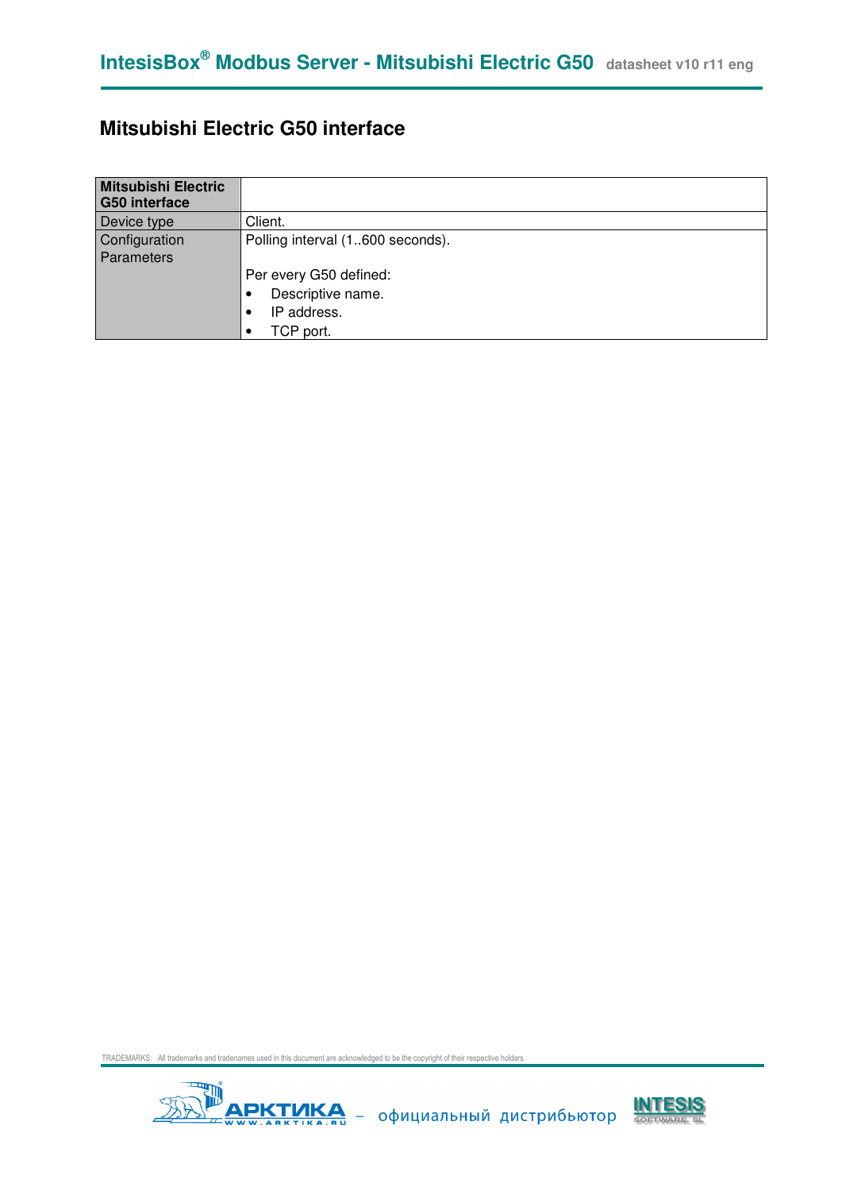## Mitsubishi Electric G50 interface

| Mitsubishi Electric G50 interface | |
|---|---|
| Device type | Client. |
| Configuration Parameters | Polling interval (1..600 seconds).<br><br>Per every G50 defined:<br>• Descriptive name.<br>• IP address.<br>• TCP port. |

TRADEMARKS: All trademarks and tradenames used in this document are acknowledged to be the copyright of their respective holders.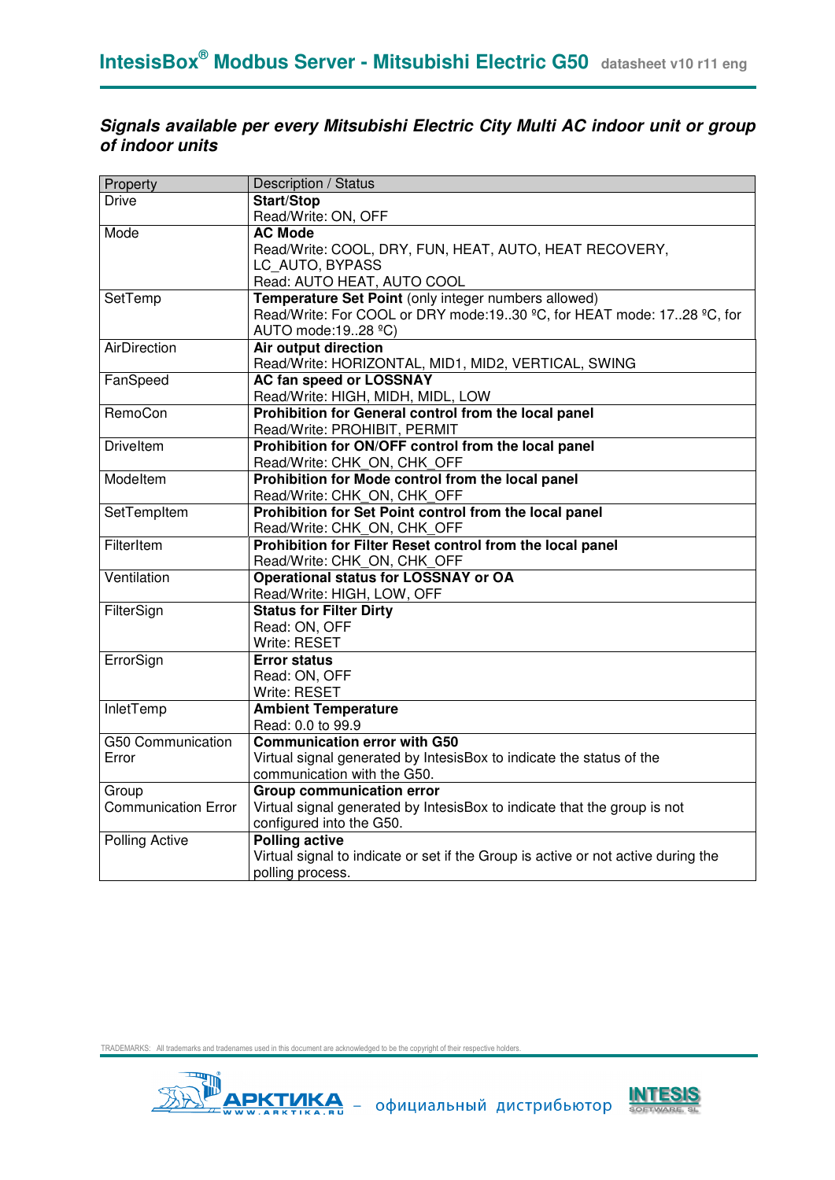## *Signals available per every Mitsubishi Electric City Multi AC indoor unit or group of indoor units*

| Property | Description / Status |
|---|---|
| Drive | **Start/Stop**<br>Read/Write: ON, OFF |
| Mode | **AC Mode**<br>Read/Write: COOL, DRY, FUN, HEAT, AUTO, HEAT RECOVERY, LC_AUTO, BYPASS<br>Read: AUTO HEAT, AUTO COOL |
| SetTemp | **Temperature Set Point** (only integer numbers allowed)<br>Read/Write: For COOL or DRY mode:19..30 ºC, for HEAT mode: 17..28 ºC, for AUTO mode:19..28 ºC) |
| AirDirection | **Air output direction**<br>Read/Write: HORIZONTAL, MID1, MID2, VERTICAL, SWING |
| FanSpeed | **AC fan speed or LOSSNAY**<br>Read/Write: HIGH, MIDH, MIDL, LOW |
| RemoCon | **Prohibition for General control from the local panel**<br>Read/Write: PROHIBIT, PERMIT |
| DriveItem | **Prohibition for ON/OFF control from the local panel**<br>Read/Write: CHK_ON, CHK_OFF |
| ModeItem | **Prohibition for Mode control from the local panel**<br>Read/Write: CHK_ON, CHK_OFF |
| SetTempItem | **Prohibition for Set Point control from the local panel**<br>Read/Write: CHK_ON, CHK_OFF |
| FilterItem | **Prohibition for Filter Reset control from the local panel**<br>Read/Write: CHK_ON, CHK_OFF |
| Ventilation | **Operational status for LOSSNAY or OA**<br>Read/Write: HIGH, LOW, OFF |
| FilterSign | **Status for Filter Dirty**<br>Read: ON, OFF<br>Write: RESET |
| ErrorSign | **Error status**<br>Read: ON, OFF<br>Write: RESET |
| InletTemp | **Ambient Temperature**<br>Read: 0.0 to 99.9 |
| G50 Communication Error | **Communication error with G50**<br>Virtual signal generated by IntesisBox to indicate the status of the communication with the G50. |
| Group Communication Error | **Group communication error**<br>Virtual signal generated by IntesisBox to indicate that the group is not configured into the G50. |
| Polling Active | **Polling active**<br>Virtual signal to indicate or set if the Group is active or not active during the polling process. |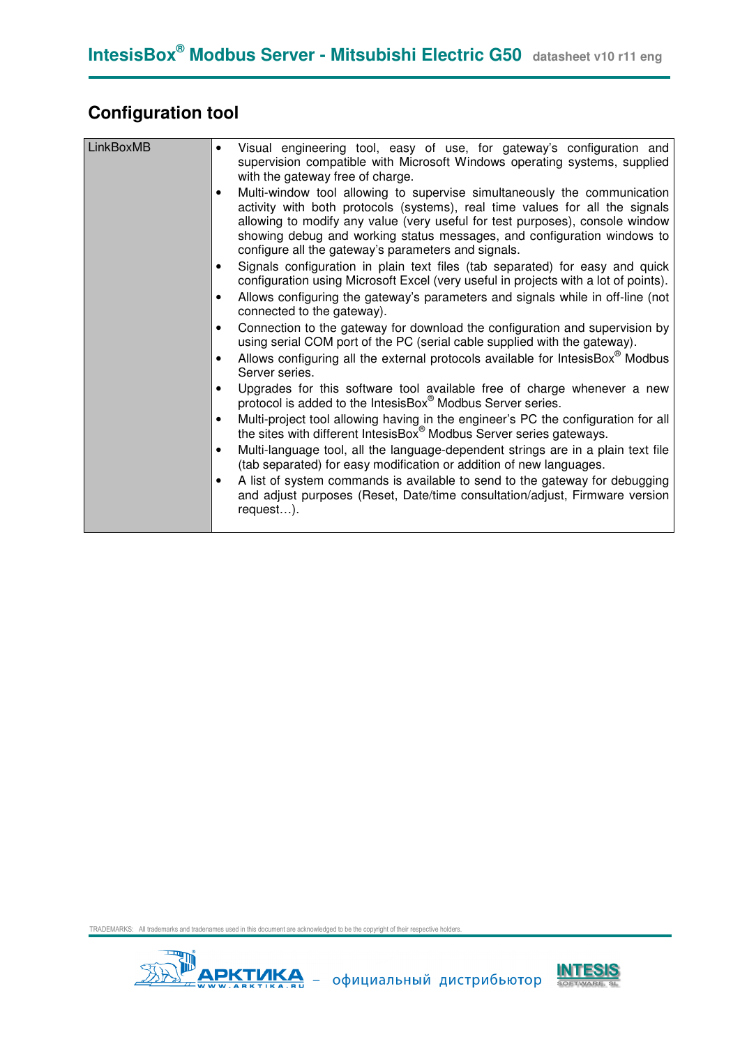## Configuration tool

| LinkBoxMB | • Visual engineering tool, easy of use, for gateway's configuration and supervision compatible with Microsoft Windows operating systems, supplied with the gateway free of charge.<br>• Multi-window tool allowing to supervise simultaneously the communication activity with both protocols (systems), real time values for all the signals allowing to modify any value (very useful for test purposes), console window showing debug and working status messages, and configuration windows to configure all the gateway's parameters and signals.<br>• Signals configuration in plain text files (tab separated) for easy and quick configuration using Microsoft Excel (very useful in projects with a lot of points).<br>• Allows configuring the gateway's parameters and signals while in off-line (not connected to the gateway).<br>• Connection to the gateway for download the configuration and supervision by using serial COM port of the PC (serial cable supplied with the gateway).<br>• Allows configuring all the external protocols available for IntesisBox® Modbus Server series.<br>• Upgrades for this software tool available free of charge whenever a new protocol is added to the IntesisBox® Modbus Server series.<br>• Multi-project tool allowing having in the engineer's PC the configuration for all the sites with different IntesisBox® Modbus Server series gateways.<br>• Multi-language tool, all the language-dependent strings are in a plain text file (tab separated) for easy modification or addition of new languages.<br>• A list of system commands is available to send to the gateway for debugging and adjust purposes (Reset, Date/time consultation/adjust, Firmware version request…). |
|---|---|

TRADEMARKS: All trademarks and tradenames used in this document are acknowledged to be the copyright of their respective holders.

АРКТИКА WWW.ARKTIKA.RU – официальный дистрибьютор INTESIS SOFTWARE SL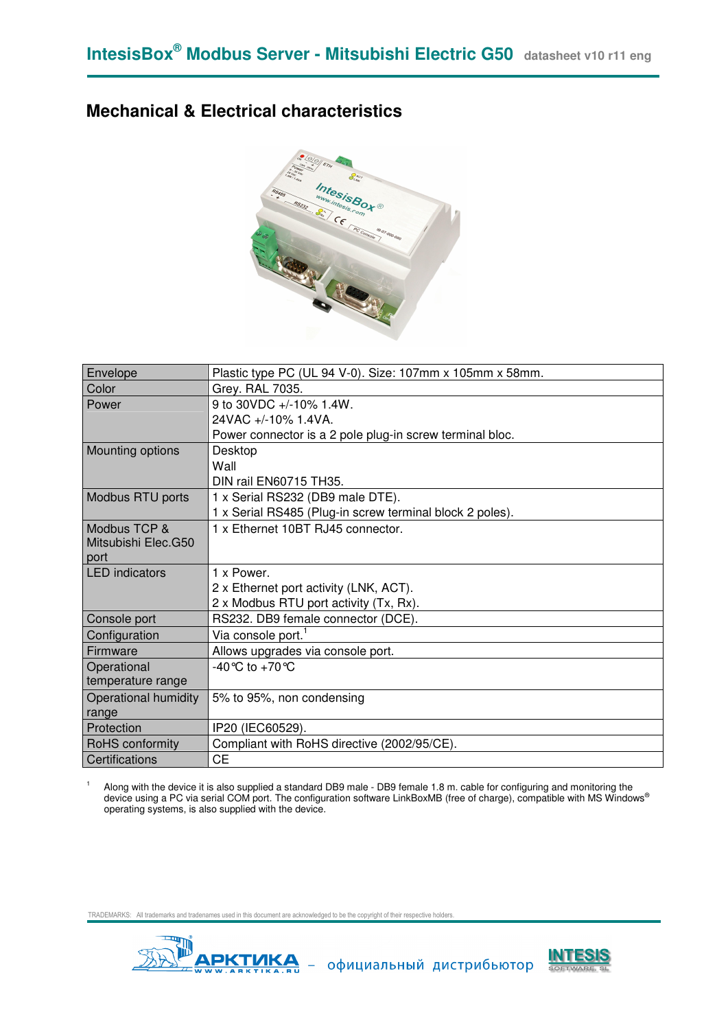# Mechanical & Electrical characteristics

| | |
|---|---|
| Envelope | Plastic type PC (UL 94 V-0). Size: 107mm x 105mm x 58mm. |
| Color | Grey. RAL 7035. |
| Power | 9 to 30VDC +/-10% 1.4W.<br>24VAC +/-10% 1.4VA.<br>Power connector is a 2 pole plug-in screw terminal bloc. |
| Mounting options | Desktop<br>Wall<br>DIN rail EN60715 TH35. |
| Modbus RTU ports | 1 x Serial RS232 (DB9 male DTE).<br>1 x Serial RS485 (Plug-in screw terminal block 2 poles). |
| Modbus TCP & Mitsubishi Elec.G50 port | 1 x Ethernet 10BT RJ45 connector. |
| LED indicators | 1 x Power.<br>2 x Ethernet port activity (LNK, ACT).<br>2 x Modbus RTU port activity (Tx, Rx). |
| Console port | RS232. DB9 female connector (DCE). |
| Configuration | Via console port.[1] |
| Firmware | Allows upgrades via console port. |
| Operational temperature range | -40°C to +70°C |
| Operational humidity range | 5% to 95%, non condensing |
| Protection | IP20 (IEC60529). |
| RoHS conformity | Compliant with RoHS directive (2002/95/CE). |
| Certifications | CE |

[1] Along with the device it is also supplied a standard DB9 male - DB9 female 1.8 m. cable for configuring and monitoring the device using a PC via serial COM port. The configuration software LinkBoxMB (free of charge), compatible with MS Windows® operating systems, is also supplied with the device.

TRADEMARKS: All trademarks and tradenames used in this document are acknowledged to be the copyright of their respective holders.

АРКТИКА WWW.ARKTIKA.RU – официальный дистрибьютор INTESIS SOFTWARE SL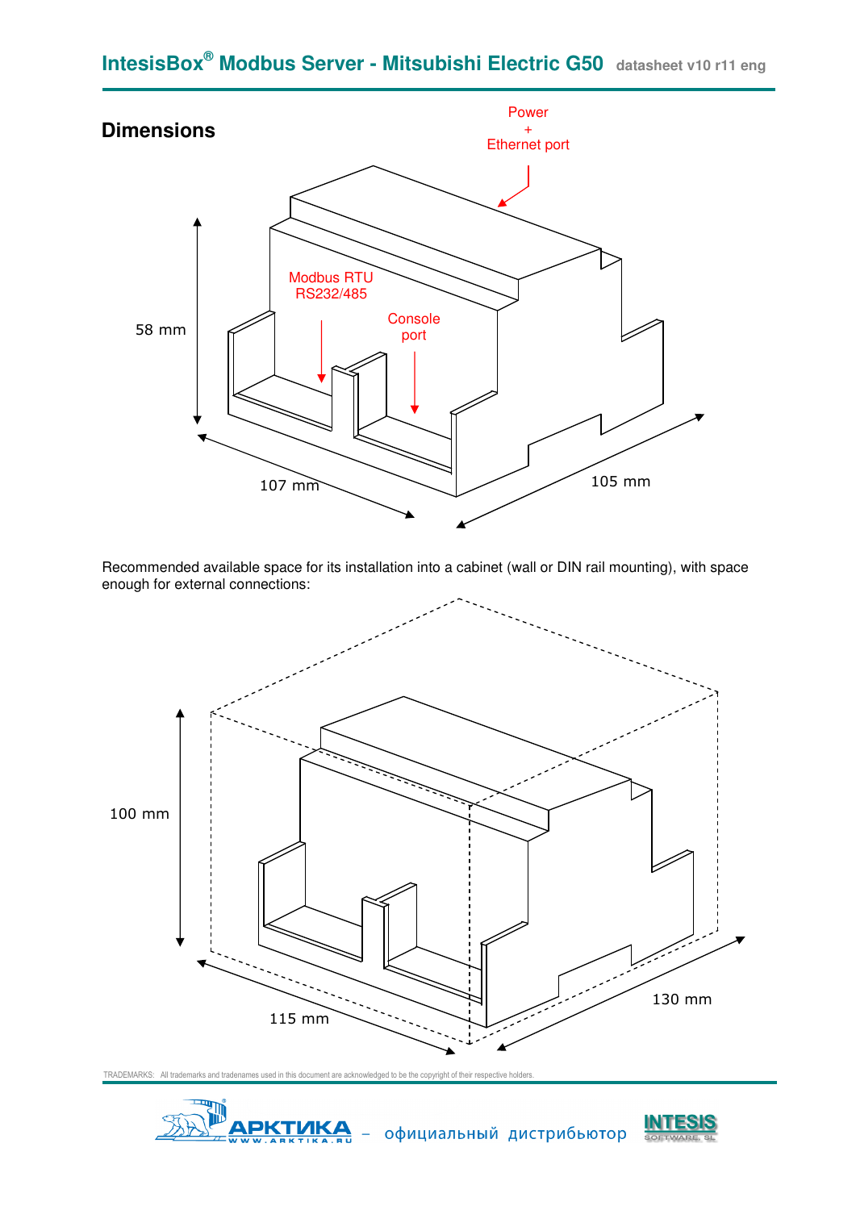## Dimensions

Power
+
Ethernet port

Modbus RTU
RS232/485

Console
port

58 mm

107 mm

105 mm

Recommended available space for its installation into a cabinet (wall or DIN rail mounting), with space enough for external connections:

100 mm

115 mm

130 mm

TRADEMARKS: All trademarks and tradenames used in this document are acknowledged to be the copyright of their respective holders.

АРКТИКА – официальный дистрибьютор INTESIS